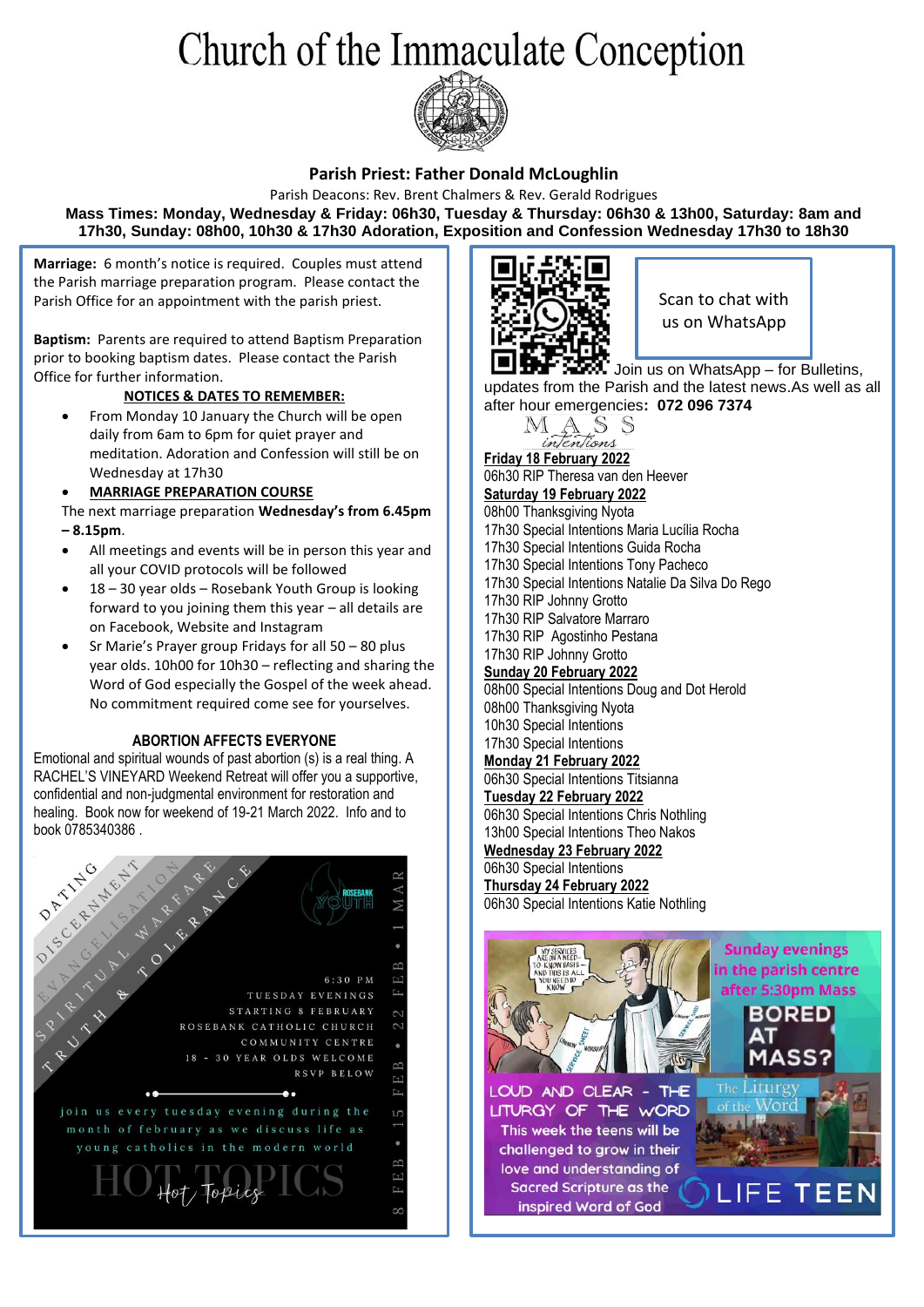# Church of the Immaculate Conception

**Parish Priest: Father Donald McLoughlin**

Parish Deacons: Rev. Brent Chalmers & Rev. Gerald Rodrigues

**Mass Times: Monday, Wednesday & Friday: 06h30, Tuesday & Thursday: 06h30 & 13h00, Saturday: 8am and 17h30, Sunday: 08h00, 10h30 & 17h30 Adoration, Exposition and Confession Wednesday 17h30 to 18h30**

**Marriage:** 6 month's notice is required. Couples must attend the Parish marriage preparation program. Please contact the Parish Office for an appointment with the parish priest.

**Baptism:** Parents are required to attend Baptism Preparation prior to booking baptism dates. Please contact the Parish Office for further information.

## NOTICES & DATES TO REMEMBER:

- From Monday 10 January the Church will be open daily from 6am to 6pm for quiet prayer and meditation. Adoration and Confession will still be on Wednesday at 17h30
- **MARRIAGE PREPARATION COURSE**

The next marriage preparation **Wednesday's from 6.45pm – 8.15pm**.

- All meetings and events will be in person this year and all your COVID protocols will be followed
- 18 – 30 year olds – Rosebank Youth Group is looking forward to you joining them this year – all details are on Facebook, Website and Instagram
- Sr Marie's Prayer group Fridays for all 50 – 80 plus year olds. 10h00 for 10h30 – reflecting and sharing the Word of God especially the Gospel of the week ahead. No commitment required come see for yourselves.

## ABORTION AFFECTS EVERYONE

Emotional and spiritual wounds of past abortion (s) is a real thing. A RACHEL'S VINEYARD Weekend Retreat will offer you a supportive, confidential and non-judgmental environment for restoration and healing. Book now for weekend of 19-21 March 2022. Info and to book 0785340386 .

DATING • DISCERNMENT • EVANGELISATION • SPIRITUAL WARFARE • TRUTH & TOLERANCE

ROSEBANK YOUTH

6:30 PM TUESDAY EVENINGS STARTING 8 FEBRUARY ROSEBANK CATHOLIC CHURCH COMMUNITY CENTRE 18 - 30 YEAR OLDS WELCOME RSVP BELOW

join us every tuesday evening during the month of february as we discuss life as young catholics in the modern world

HOT TOPICS

8 FEB • 15 FEB • 22 FEB • 1 MAR

Scan to chat with us on WhatsApp

Join us on WhatsApp – for Bulletins, updates from the Parish and the latest news.As well as all after hour emergencies**: 072 096 7374**

## MASS intentions

**Friday 18 February 2022**

06h30 RIP Theresa van den Heever

**Saturday 19 February 2022**

08h00 Thanksgiving Nyota
17h30 Special Intentions Maria Lucília Rocha
17h30 Special Intentions Guida Rocha
17h30 Special Intentions Tony Pacheco
17h30 Special Intentions Natalie Da Silva Do Rego
17h30 RIP Johnny Grotto
17h30 RIP Salvatore Marraro
17h30 RIP Agostinho Pestana
17h30 RIP Johnny Grotto

**Sunday 20 February 2022**

08h00 Special Intentions Doug and Dot Herold
08h00 Thanksgiving Nyota
10h30 Special Intentions
17h30 Special Intentions

**Monday 21 February 2022**

06h30 Special Intentions Titsianna

**Tuesday 22 February 2022**

06h30 Special Intentions Chris Nothling
13h00 Special Intentions Theo Nakos

**Wednesday 23 February 2022**

06h30 Special Intentions

**Thursday 24 February 2022**

06h30 Special Intentions Katie Nothling

Sunday evenings in the parish centre after 5:30pm Mass

BORED AT MASS?

LOUD AND CLEAR - THE LITURGY OF THE WORD

This week the teens will be challenged to grow in their love and understanding of Sacred Scripture as the inspired Word of God

The Liturgy of the Word

LIFE TEEN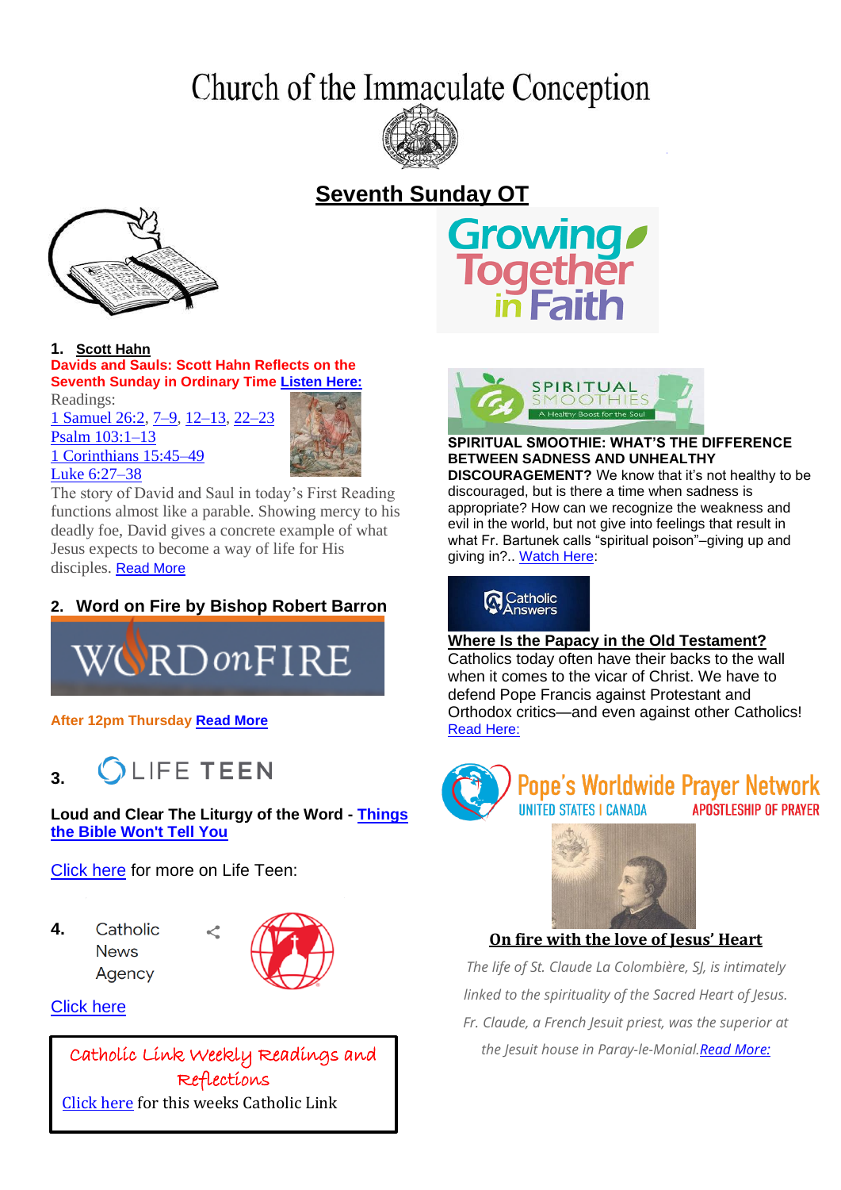# Church of the Immaculate Conception

## Seventh Sunday OT

Growing Together in Faith

1. **Scott Hahn**

**Davids and Sauls: Scott Hahn Reflects on the Seventh Sunday in Ordinary Time** Listen Here:

Readings:
1 Samuel 26:2, 7–9, 12–13, 22–23
Psalm 103:1–13
1 Corinthians 15:45–49
Luke 6:27–38

The story of David and Saul in today's First Reading functions almost like a parable. Showing mercy to his deadly foe, David gives a concrete example of what Jesus expects to become a way of life for His disciples. Read More

2. **Word on Fire by Bishop Robert Barron**

WORD on FIRE

**After 12pm Thursday** Read More

3. LIFE TEEN

**Loud and Clear The Liturgy of the Word - Things the Bible Won't Tell You**

Click here for more on Life Teen:

4. Catholic News Agency

Click here

**Catholic Link Weekly Readings and Reflections**

Click here for this weeks Catholic Link

SPIRITUAL SMOOTHIES — A Healthy Boost for the Soul

**SPIRITUAL SMOOTHIE: WHAT'S THE DIFFERENCE BETWEEN SADNESS AND UNHEALTHY DISCOURAGEMENT?** We know that it's not healthy to be discouraged, but is there a time when sadness is appropriate? How can we recognize the weakness and evil in the world, but not give into feelings that result in what Fr. Bartunek calls "spiritual poison"–giving up and giving in?.. Watch Here:

Catholic Answers

**Where Is the Papacy in the Old Testament?**

Catholics today often have their backs to the wall when it comes to the vicar of Christ. We have to defend Pope Francis against Protestant and Orthodox critics—and even against other Catholics! Read Here:

Pope's Worldwide Prayer Network — UNITED STATES | CANADA — APOSTLESHIP OF PRAYER

**On fire with the love of Jesus' Heart**

*The life of St. Claude La Colombière, SJ, is intimately linked to the spirituality of the Sacred Heart of Jesus. Fr. Claude, a French Jesuit priest, was the superior at the Jesuit house in Paray-le-Monial.* Read More: